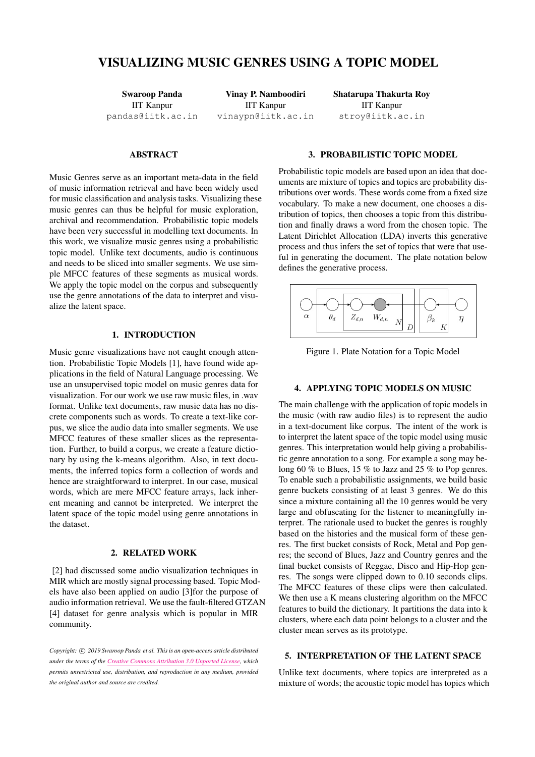# VISUALIZING MUSIC GENRES USING A TOPIC MODEL

**Swaroop Panda**
IIT Kanpur
pandas@iitk.ac.in

**Vinay P. Namboodiri**
IIT Kanpur
vinaypn@iitk.ac.in

**Shatarupa Thakurta Roy**
IIT Kanpur
stroy@iitk.ac.in

## ABSTRACT

Music Genres serve as an important meta-data in the field of music information retrieval and have been widely used for music classification and analysis tasks. Visualizing these music genres can thus be helpful for music exploration, archival and recommendation. Probabilistic topic models have been very successful in modelling text documents. In this work, we visualize music genres using a probabilistic topic model. Unlike text documents, audio is continuous and needs to be sliced into smaller segments. We use simple MFCC features of these segments as musical words. We apply the topic model on the corpus and subsequently use the genre annotations of the data to interpret and visualize the latent space.

## 1. INTRODUCTION

Music genre visualizations have not caught enough attention. Probabilistic Topic Models [1], have found wide applications in the field of Natural Language processing. We use an unsupervised topic model on music genres data for visualization. For our work we use raw music files, in .wav format. Unlike text documents, raw music data has no discrete components such as words. To create a text-like corpus, we slice the audio data into smaller segments. We use MFCC features of these smaller slices as the representation. Further, to build a corpus, we create a feature dictionary by using the k-means algorithm. Also, in text documents, the inferred topics form a collection of words and hence are straightforward to interpret. In our case, musical words, which are mere MFCC feature arrays, lack inherent meaning and cannot be interpreted. We interpret the latent space of the topic model using genre annotations in the dataset.

## 2. RELATED WORK

[2] had discussed some audio visualization techniques in MIR which are mostly signal processing based. Topic Models have also been applied on audio [3]for the purpose of audio information retrieval. We use the fault-filtered GTZAN [4] dataset for genre analysis which is popular in MIR community.

*Copyright: © 2019 Swaroop Panda et al. This is an open-access article distributed under the terms of the Creative Commons Attribution 3.0 Unported License, which permits unrestricted use, distribution, and reproduction in any medium, provided the original author and source are credited.*

## 3. PROBABILISTIC TOPIC MODEL

Probabilistic topic models are based upon an idea that documents are mixture of topics and topics are probability distributions over words. These words come from a fixed size vocabulary. To make a new document, one chooses a distribution of topics, then chooses a topic from this distribution and finally draws a word from the chosen topic. The Latent Dirichlet Allocation (LDA) inverts this generative process and thus infers the set of topics that were that useful in generating the document. The plate notation below defines the generative process.

Figure 1. Plate Notation for a Topic Model

## 4. APPLYING TOPIC MODELS ON MUSIC

The main challenge with the application of topic models in the music (with raw audio files) is to represent the audio in a text-document like corpus. The intent of the work is to interpret the latent space of the topic model using music genres. This interpretation would help giving a probabilistic genre annotation to a song. For example a song may belong 60 % to Blues, 15 % to Jazz and 25 % to Pop genres. To enable such a probabilistic assignments, we build basic genre buckets consisting of at least 3 genres. We do this since a mixture containing all the 10 genres would be very large and obfuscating for the listener to meaningfully interpret. The rationale used to bucket the genres is roughly based on the histories and the musical form of these genres. The first bucket consists of Rock, Metal and Pop genres; the second of Blues, Jazz and Country genres and the final bucket consists of Reggae, Disco and Hip-Hop genres. The songs were clipped down to 0.10 seconds clips. The MFCC features of these clips were then calculated. We then use a K means clustering algorithm on the MFCC features to build the dictionary. It partitions the data into k clusters, where each data point belongs to a cluster and the cluster mean serves as its prototype.

## 5. INTERPRETATION OF THE LATENT SPACE

Unlike text documents, where topics are interpreted as a mixture of words; the acoustic topic model has topics which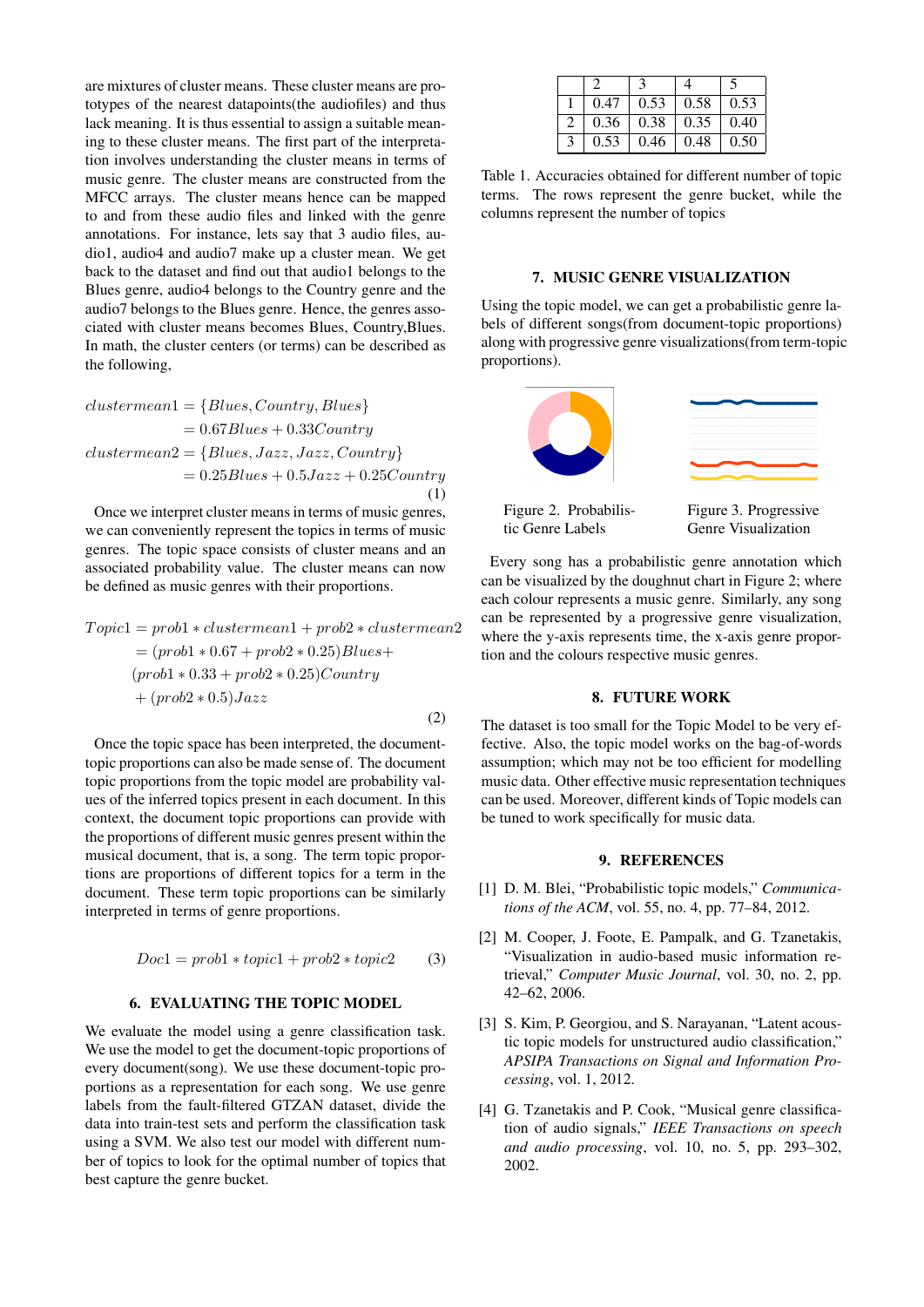are mixtures of cluster means. These cluster means are prototypes of the nearest datapoints(the audiofiles) and thus lack meaning. It is thus essential to assign a suitable meaning to these cluster means. The first part of the interpretation involves understanding the cluster means in terms of music genre. The cluster means are constructed from the MFCC arrays. The cluster means can hence be mapped to and from these audio files and linked with the genre annotations. For instance, lets say that 3 audio files, audio1, audio4 and audio7 make up a cluster mean. We get back to the dataset and find out that audio1 belongs to the Blues genre, audio4 belongs to the Country genre and the audio7 belongs to the Blues genre. Hence, the genres associated with cluster means becomes Blues, Country,Blues. In math, the cluster centers (or terms) can be described as the following,

$$
\begin{aligned}
clustermean1 &= \{Blues, Country, Blues\} \\
&= 0.67Blues + 0.33Country \\
clustermean2 &= \{Blues, Jazz, Jazz, Country\} \\
&= 0.25Blues + 0.5Jazz + 0.25Country
\end{aligned} \tag{1}
$$

Once we interpret cluster means in terms of music genres, we can conveniently represent the topics in terms of music genres. The topic space consists of cluster means and an associated probability value. The cluster means can now be defined as music genres with their proportions.

$$
\begin{aligned}
Topic1 &= prob1 * clustermean1 + prob2 * clustermean2 \\
&= (prob1 * 0.67 + prob2 * 0.25)Blues + \\
&(prob1 * 0.33 + prob2 * 0.25)Country \\
&+ (prob2 * 0.5)Jazz
\end{aligned} \tag{2}
$$

Once the topic space has been interpreted, the document-topic proportions can also be made sense of. The document topic proportions from the topic model are probability values of the inferred topics present in each document. In this context, the document topic proportions can provide with the proportions of different music genres present within the musical document, that is, a song. The term topic proportions are proportions of different topics for a term in the document. These term topic proportions can be similarly interpreted in terms of genre proportions.

$$
Doc1 = prob1 * topic1 + prob2 * topic2 \tag{3}
$$

## 6. EVALUATING THE TOPIC MODEL

We evaluate the model using a genre classification task. We use the model to get the document-topic proportions of every document(song). We use these document-topic proportions as a representation for each song. We use genre labels from the fault-filtered GTZAN dataset, divide the data into train-test sets and perform the classification task using a SVM. We also test our model with different number of topics to look for the optimal number of topics that best capture the genre bucket.

| | 2 | 3 | 4 | 5 |
|---|---|---|---|---|
| 1 | 0.47 | 0.53 | 0.58 | 0.53 |
| 2 | 0.36 | 0.38 | 0.35 | 0.40 |
| 3 | 0.53 | 0.46 | 0.48 | 0.50 |

Table 1. Accuracies obtained for different number of topic terms. The rows represent the genre bucket, while the columns represent the number of topics

## 7. MUSIC GENRE VISUALIZATION

Using the topic model, we can get a probabilistic genre labels of different songs(from document-topic proportions) along with progressive genre visualizations(from term-topic proportions).

Figure 2. Probabilistic Genre Labels

Figure 3. Progressive Genre Visualization

Every song has a probabilistic genre annotation which can be visualized by the doughnut chart in Figure 2; where each colour represents a music genre. Similarly, any song can be represented by a progressive genre visualization, where the y-axis represents time, the x-axis genre proportion and the colours respective music genres.

## 8. FUTURE WORK

The dataset is too small for the Topic Model to be very effective. Also, the topic model works on the bag-of-words assumption; which may not be too efficient for modelling music data. Other effective music representation techniques can be used. Moreover, different kinds of Topic models can be tuned to work specifically for music data.

## 9. REFERENCES

[1] D. M. Blei, "Probabilistic topic models," *Communications of the ACM*, vol. 55, no. 4, pp. 77–84, 2012.

[2] M. Cooper, J. Foote, E. Pampalk, and G. Tzanetakis, "Visualization in audio-based music information retrieval," *Computer Music Journal*, vol. 30, no. 2, pp. 42–62, 2006.

[3] S. Kim, P. Georgiou, and S. Narayanan, "Latent acoustic topic models for unstructured audio classification," *APSIPA Transactions on Signal and Information Processing*, vol. 1, 2012.

[4] G. Tzanetakis and P. Cook, "Musical genre classification of audio signals," *IEEE Transactions on speech and audio processing*, vol. 10, no. 5, pp. 293–302, 2002.